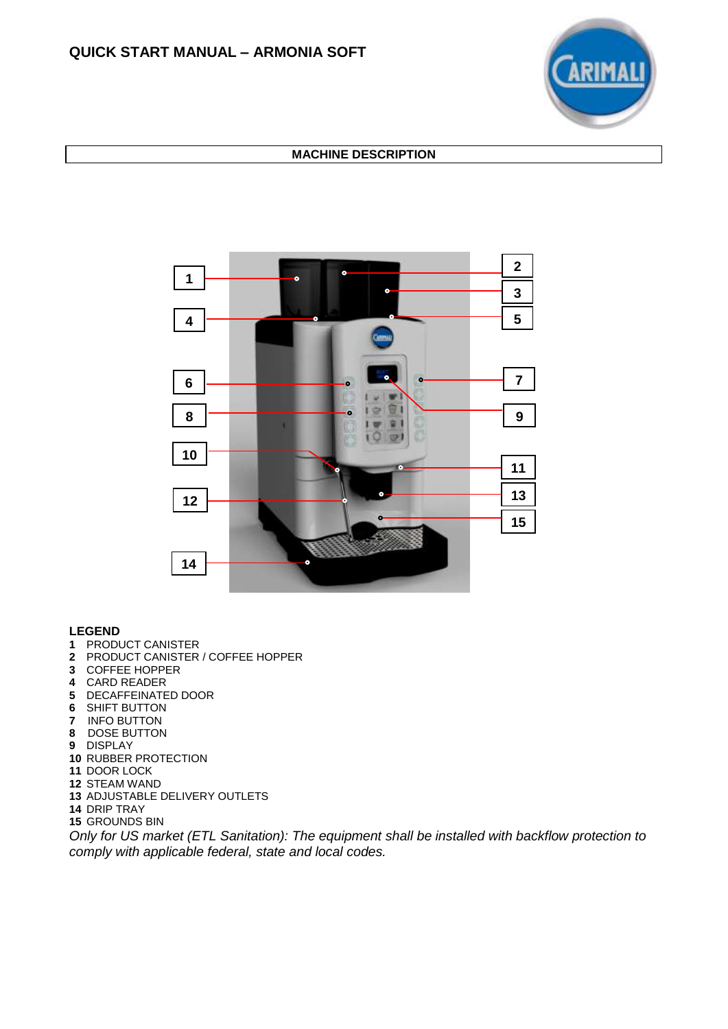# QUICK START MANUAL – ARMONIA SOFT

## MACHINE DESCRIPTION

**LEGEND**

**1** PRODUCT CANISTER
**2** PRODUCT CANISTER / COFFEE HOPPER
**3** COFFEE HOPPER
**4** CARD READER
**5** DECAFFEINATED DOOR
**6** SHIFT BUTTON
**7** INFO BUTTON
**8** DOSE BUTTON
**9** DISPLAY
**10** RUBBER PROTECTION
**11** DOOR LOCK
**12** STEAM WAND
**13** ADJUSTABLE DELIVERY OUTLETS
**14** DRIP TRAY
**15** GROUNDS BIN

*Only for US market (ETL Sanitation): The equipment shall be installed with backflow protection to comply with applicable federal, state and local codes.*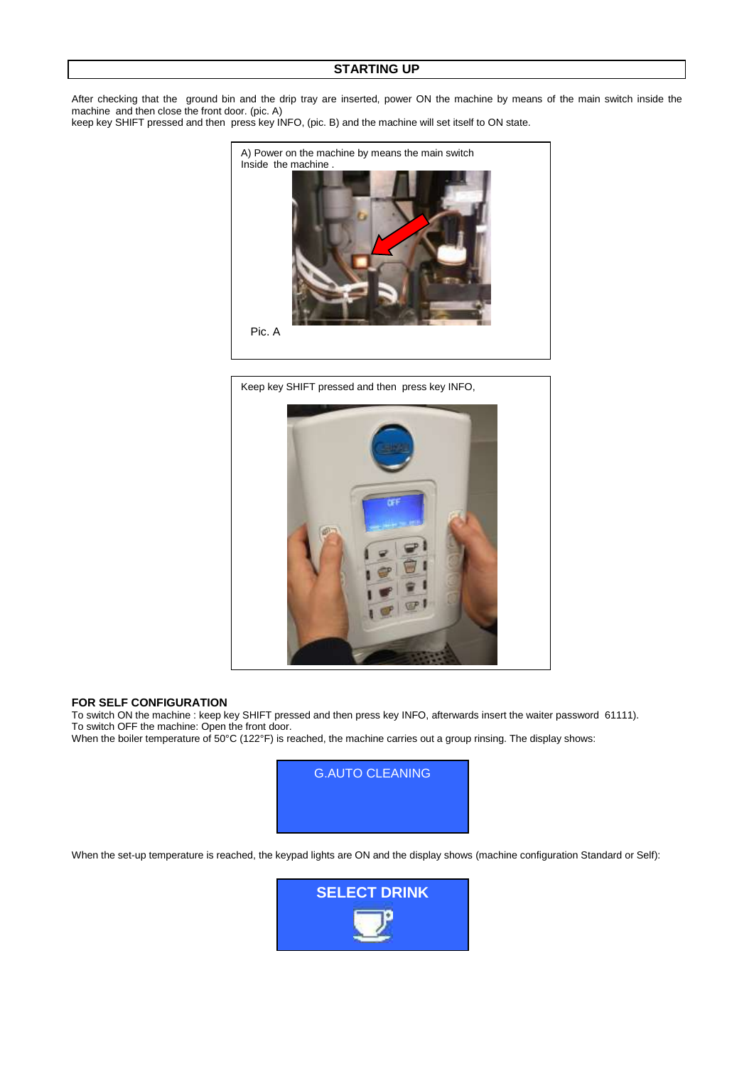## STARTING UP

After checking that the ground bin and the drip tray are inserted, power ON the machine by means of the main switch inside the machine and then close the front door. (pic. A)
keep key SHIFT pressed and then press key INFO, (pic. B) and the machine will set itself to ON state.

A) Power on the machine by means the main switch Inside the machine .

Pic. A

Keep key SHIFT pressed and then press key INFO,

**FOR SELF CONFIGURATION**
To switch ON the machine : keep key SHIFT pressed and then press key INFO, afterwards insert the waiter password 61111).
To switch OFF the machine: Open the front door.
When the boiler temperature of 50°C (122°F) is reached, the machine carries out a group rinsing. The display shows:

G.AUTO CLEANING

When the set-up temperature is reached, the keypad lights are ON and the display shows (machine configuration Standard or Self):

**SELECT DRINK**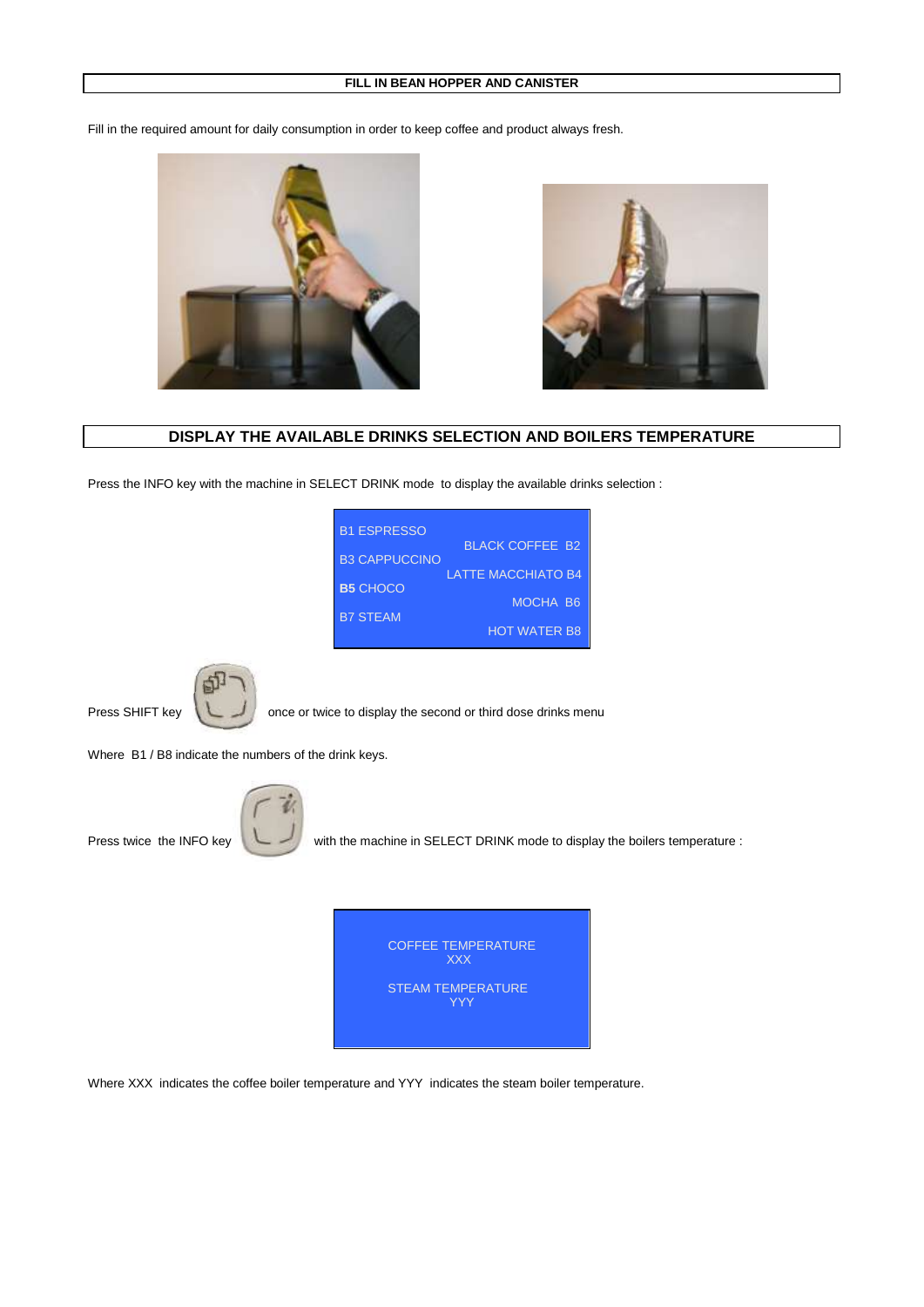## FILL IN BEAN HOPPER AND CANISTER

Fill in the required amount for daily consumption in order to keep coffee and product always fresh.

## DISPLAY THE AVAILABLE DRINKS SELECTION AND BOILERS TEMPERATURE

Press the INFO key with the machine in SELECT DRINK mode to display the available drinks selection :

| | |
|---|---|
| B1 ESPRESSO | BLACK COFFEE B2 |
| B3 CAPPUCCINO | LATTE MACCHIATO B4 |
| **B5** CHOCO | MOCHA B6 |
| B7 STEAM | HOT WATER B8 |

Press SHIFT key once or twice to display the second or third dose drinks menu

Where B1 / B8 indicate the numbers of the drink keys.

Press twice the INFO key with the machine in SELECT DRINK mode to display the boilers temperature :

COFFEE TEMPERATURE
XXX

STEAM TEMPERATURE
YYY

Where XXX indicates the coffee boiler temperature and YYY indicates the steam boiler temperature.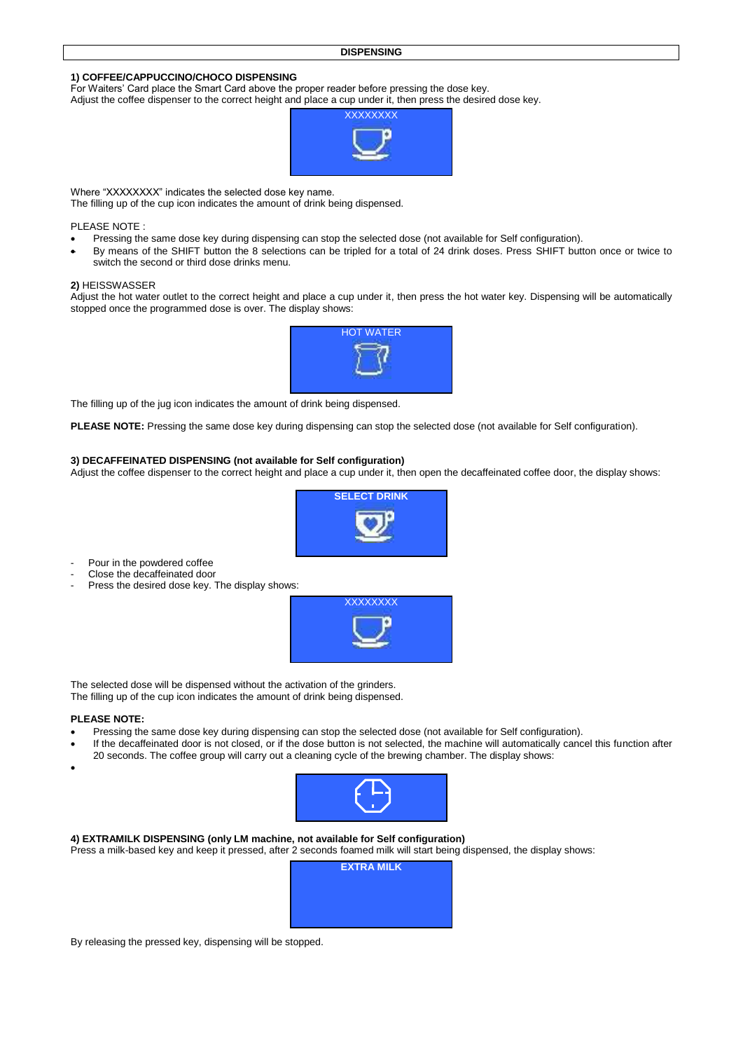# DISPENSING

### 1) COFFEE/CAPPUCCINO/CHOCO DISPENSING

For Waiters' Card place the Smart Card above the proper reader before pressing the dose key.
Adjust the coffee dispenser to the correct height and place a cup under it, then press the desired dose key.

XXXXXXXX

Where "XXXXXXXX" indicates the selected dose key name.
The filling up of the cup icon indicates the amount of drink being dispensed.

PLEASE NOTE :

- Pressing the same dose key during dispensing can stop the selected dose (not available for Self configuration).
- By means of the SHIFT button the 8 selections can be tripled for a total of 24 drink doses. Press SHIFT button once or twice to switch the second or third dose drinks menu.

### 2) HEISSWASSER

Adjust the hot water outlet to the correct height and place a cup under it, then press the hot water key. Dispensing will be automatically stopped once the programmed dose is over. The display shows:

HOT WATER

The filling up of the jug icon indicates the amount of drink being dispensed.

**PLEASE NOTE:** Pressing the same dose key during dispensing can stop the selected dose (not available for Self configuration).

### 3) DECAFFEINATED DISPENSING (not available for Self configuration)

Adjust the coffee dispenser to the correct height and place a cup under it, then open the decaffeinated coffee door, the display shows:

SELECT DRINK

- Pour in the powdered coffee
- Close the decaffeinated door
- Press the desired dose key. The display shows:

XXXXXXXX

The selected dose will be dispensed without the activation of the grinders.
The filling up of the cup icon indicates the amount of drink being dispensed.

**PLEASE NOTE:**

- Pressing the same dose key during dispensing can stop the selected dose (not available for Self configuration).
- If the decaffeinated door is not closed, or if the dose button is not selected, the machine will automatically cancel this function after 20 seconds. The coffee group will carry out a cleaning cycle of the brewing chamber. The display shows:

### 4) EXTRAMILK DISPENSING (only LM machine, not available for Self configuration)

Press a milk-based key and keep it pressed, after 2 seconds foamed milk will start being dispensed, the display shows:

EXTRA MILK

By releasing the pressed key, dispensing will be stopped.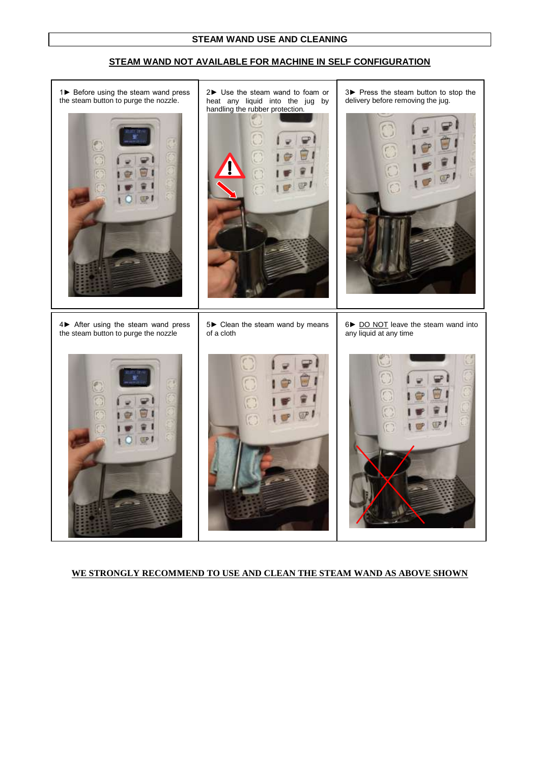# STEAM WAND USE AND CLEANING

## STEAM WAND NOT AVAILABLE FOR MACHINE IN SELF CONFIGURATION

| | | |
|---|---|---|
| 1► Before using the steam wand press the steam button to purge the nozzle. | 2► Use the steam wand to foam or heat any liquid into the jug by handling the rubber protection. | 3► Press the steam button to stop the delivery before removing the jug. |
| 4► After using the steam wand press the steam button to purge the nozzle | 5► Clean the steam wand by means of a cloth | 6► DO NOT leave the steam wand into any liquid at any time |

**WE STRONGLY RECOMMEND TO USE AND CLEAN THE STEAM WAND AS ABOVE SHOWN**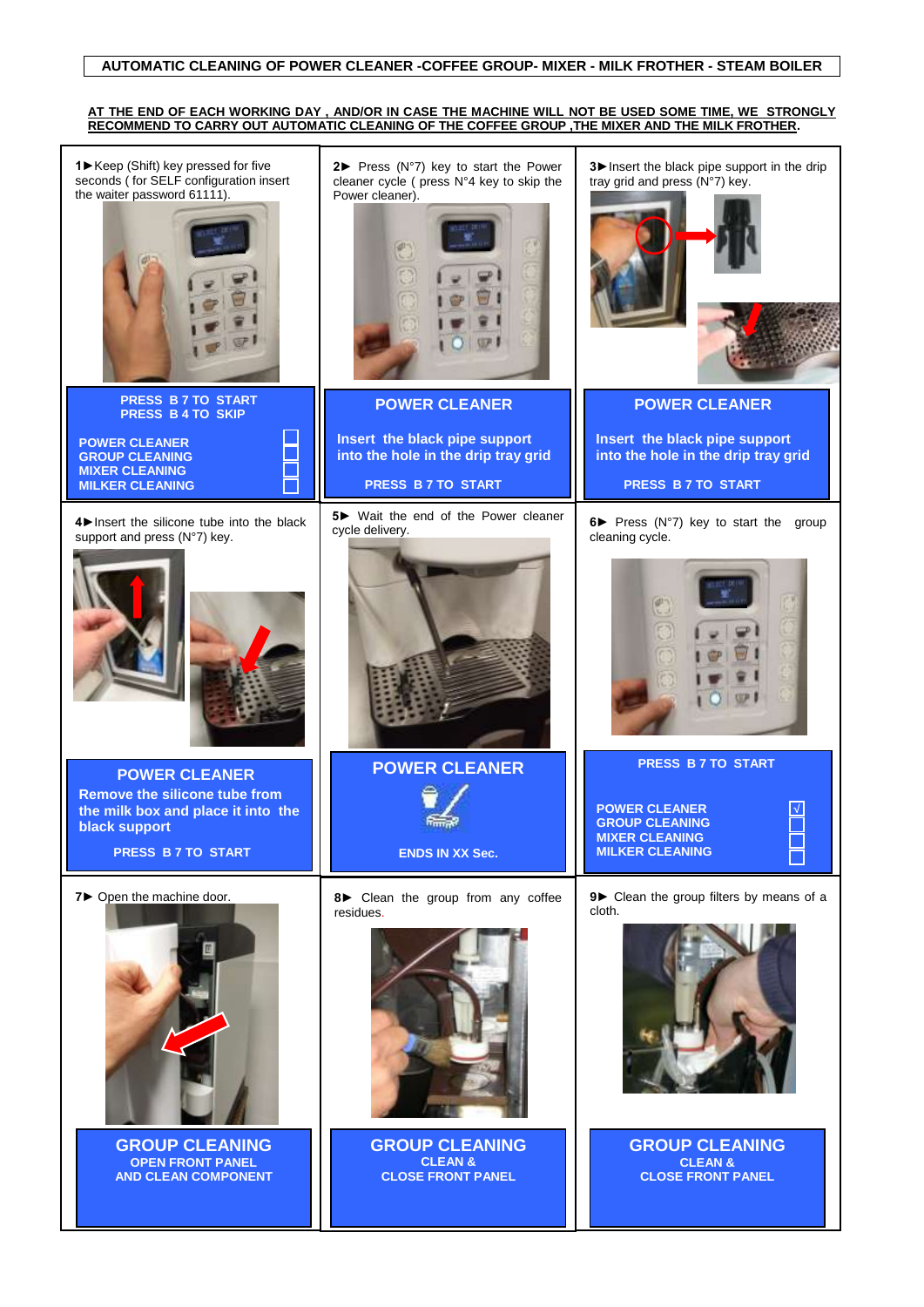# AUTOMATIC CLEANING OF POWER CLEANER -COFFEE GROUP- MIXER - MILK FROTHER - STEAM BOILER

**AT THE END OF EACH WORKING DAY , AND/OR IN CASE THE MACHINE WILL NOT BE USED SOME TIME, WE STRONGLY RECOMMEND TO CARRY OUT AUTOMATIC CLEANING OF THE COFFEE GROUP ,THE MIXER AND THE MILK FROTHER.**

**1►** Keep (Shift) key pressed for five seconds ( for SELF configuration insert the waiter password 61111).

**PRESS B 7 TO START**
**PRESS B 4 TO SKIP**

**POWER CLEANER** ☐
**GROUP CLEANING** ☐
**MIXER CLEANING** ☐
**MILKER CLEANING** ☐

**2►** Press (N°7) key to start the Power cleaner cycle ( press N°4 key to skip the Power cleaner).

**POWER CLEANER**

**Insert the black pipe support into the hole in the drip tray grid**

**PRESS B 7 TO START**

**3►** Insert the black pipe support in the drip tray grid and press (N°7) key.

**POWER CLEANER**

**Insert the black pipe support into the hole in the drip tray grid**

**PRESS B 7 TO START**

**4►** Insert the silicone tube into the black support and press (N°7) key.

**POWER CLEANER**

**Remove the silicone tube from the milk box and place it into the black support**

**PRESS B 7 TO START**

**5►** Wait the end of the Power cleaner cycle delivery.

**POWER CLEANER**

**ENDS IN XX Sec.**

**6►** Press (N°7) key to start the group cleaning cycle.

**PRESS B 7 TO START**

**POWER CLEANER** √
**GROUP CLEANING** ☐
**MIXER CLEANING** ☐
**MILKER CLEANING** ☐

**7►** Open the machine door.

**GROUP CLEANING**
**OPEN FRONT PANEL AND CLEAN COMPONENT**

**8►** Clean the group from any coffee residues.

**GROUP CLEANING**
**CLEAN & CLOSE FRONT PANEL**

**9►** Clean the group filters by means of a cloth.

**GROUP CLEANING**
**CLEAN & CLOSE FRONT PANEL**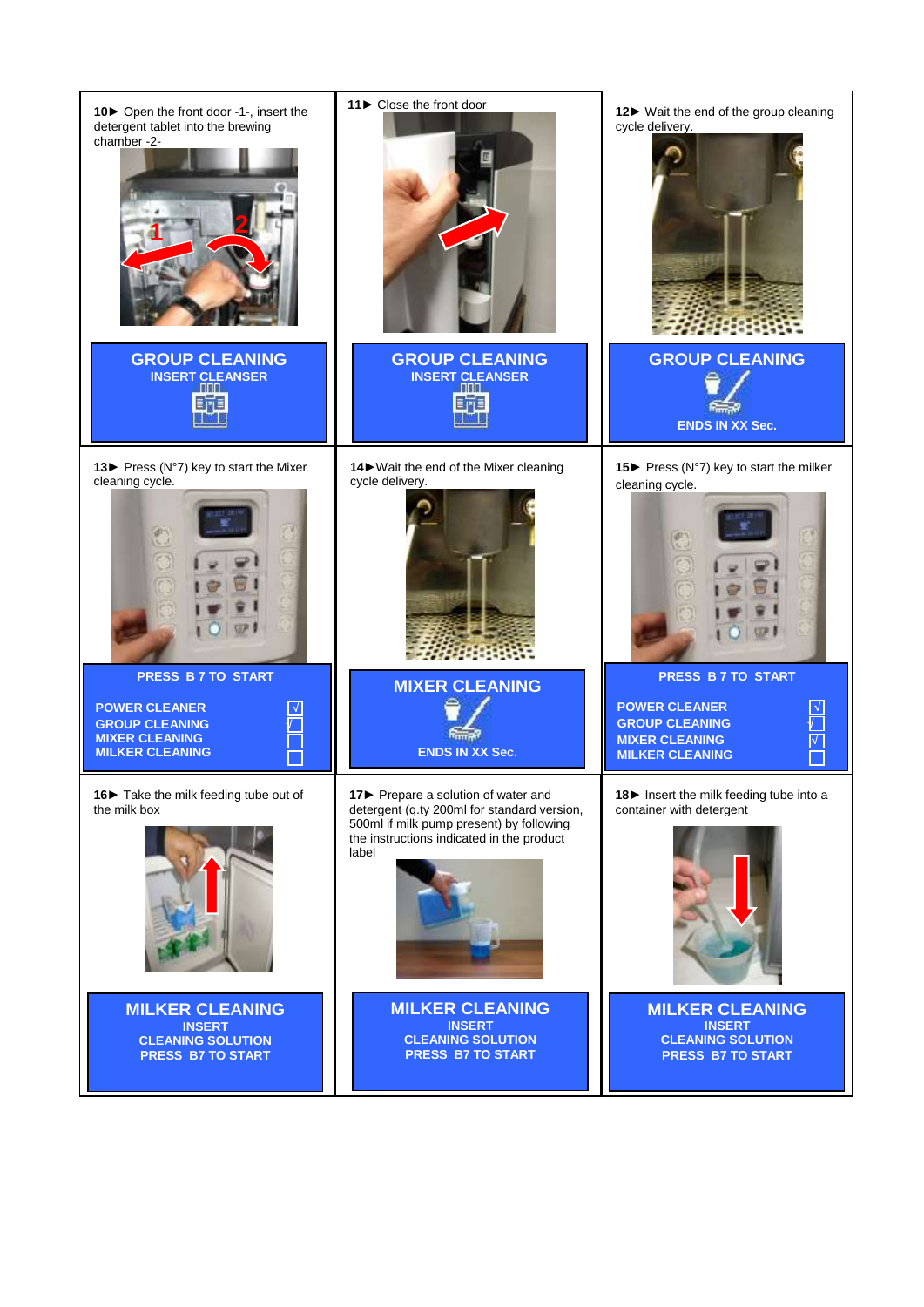**10►** Open the front door -1-, insert the detergent tablet into the brewing chamber -2-

**GROUP CLEANING**
**INSERT CLEANSER**

**11►** Close the front door

**GROUP CLEANING**
**INSERT CLEANSER**

**12►** Wait the end of the group cleaning cycle delivery.

**GROUP CLEANING**
**ENDS IN XX Sec.**

**13►** Press (N°7) key to start the Mixer cleaning cycle.

**PRESS B 7 TO START**

- **POWER CLEANER** √
- **GROUP CLEANING** √
- **MIXER CLEANING**
- **MILKER CLEANING**

**14►** Wait the end of the Mixer cleaning cycle delivery.

**MIXER CLEANING**
**ENDS IN XX Sec.**

**15►** Press (N°7) key to start the milker cleaning cycle.

**PRESS B 7 TO START**

- **POWER CLEANER** √
- **GROUP CLEANING** √
- **MIXER CLEANING** √
- **MILKER CLEANING**

**16►** Take the milk feeding tube out of the milk box

**MILKER CLEANING**
**INSERT**
**CLEANING SOLUTION**
**PRESS B7 TO START**

**17►** Prepare a solution of water and detergent (q.ty 200ml for standard version, 500ml if milk pump present) by following the instructions indicated in the product label

**MILKER CLEANING**
**INSERT**
**CLEANING SOLUTION**
**PRESS B7 TO START**

**18►** Insert the milk feeding tube into a container with detergent

**MILKER CLEANING**
**INSERT**
**CLEANING SOLUTION**
**PRESS B7 TO START**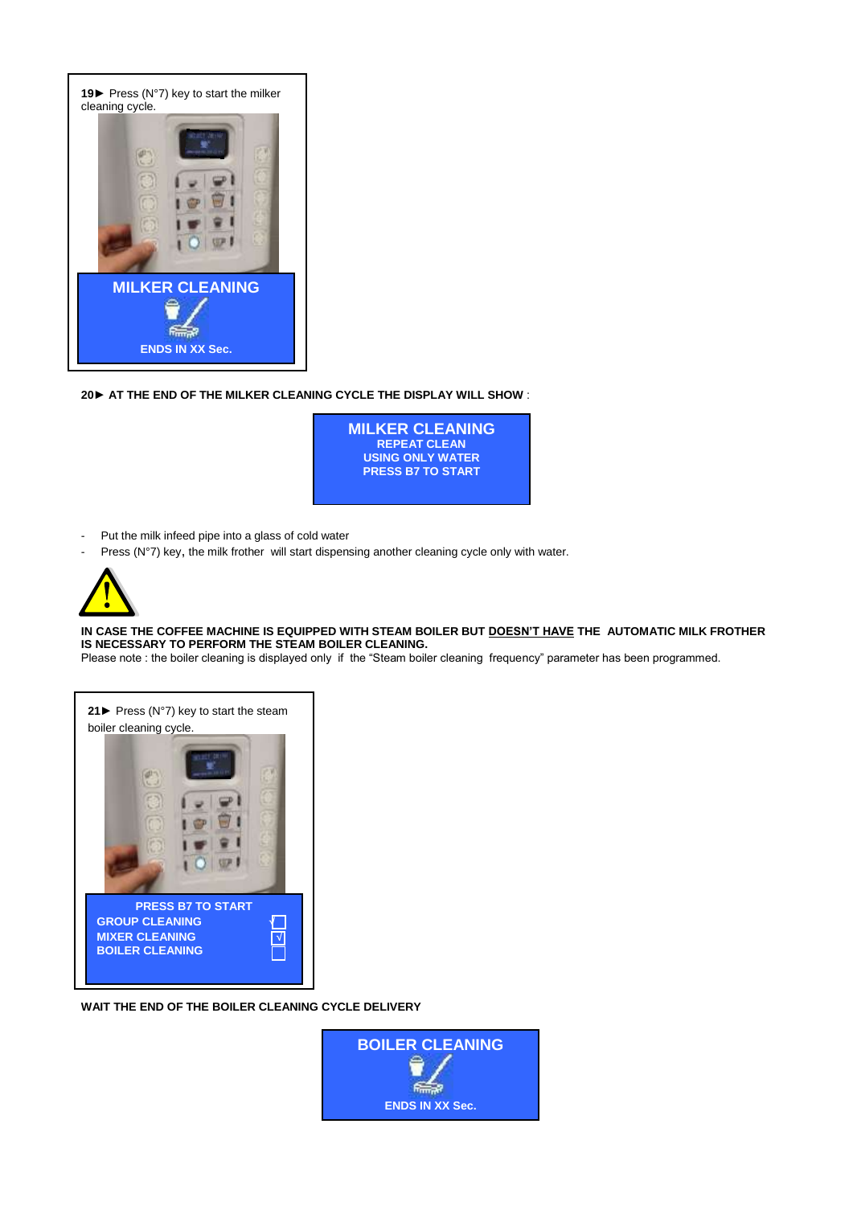**19►** Press (N°7) key to start the milker cleaning cycle.

**MILKER CLEANING**

**ENDS IN XX Sec.**

**20► AT THE END OF THE MILKER CLEANING CYCLE THE DISPLAY WILL SHOW** :

**MILKER CLEANING**
**REPEAT CLEAN**
**USING ONLY WATER**
**PRESS B7 TO START**

- Put the milk infeed pipe into a glass of cold water
- Press (N°7) key, the milk frother will start dispensing another cleaning cycle only with water.

**IN CASE THE COFFEE MACHINE IS EQUIPPED WITH STEAM BOILER BUT DOESN'T HAVE THE AUTOMATIC MILK FROTHER IS NECESSARY TO PERFORM THE STEAM BOILER CLEANING.**
Please note : the boiler cleaning is displayed only if the "Steam boiler cleaning frequency" parameter has been programmed.

**21►** Press (N°7) key to start the steam boiler cleaning cycle.

**PRESS B7 TO START**

| | |
|---|---|
| **GROUP CLEANING** | √ ☐ |
| **MIXER CLEANING** | ☑ |
| **BOILER CLEANING** | ☐ |

**WAIT THE END OF THE BOILER CLEANING CYCLE DELIVERY**

**BOILER CLEANING**

**ENDS IN XX Sec.**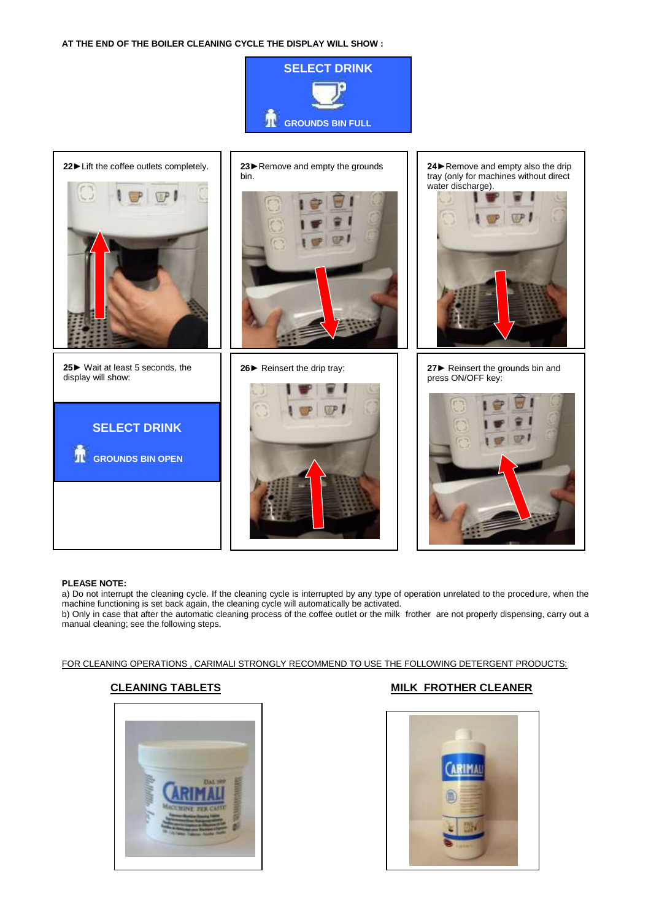**AT THE END OF THE BOILER CLEANING CYCLE THE DISPLAY WILL SHOW :**

SELECT DRINK

GROUNDS BIN FULL

**22►** Lift the coffee outlets completely.

**23►** Remove and empty the grounds bin.

**24►** Remove and empty also the drip tray (only for machines without direct water discharge).

**25►** Wait at least 5 seconds, the display will show:

SELECT DRINK

GROUNDS BIN OPEN

**26►** Reinsert the drip tray:

**27►** Reinsert the grounds bin and press ON/OFF key:

**PLEASE NOTE:**

a) Do not interrupt the cleaning cycle. If the cleaning cycle is interrupted by any type of operation unrelated to the procedure, when the machine functioning is set back again, the cleaning cycle will automatically be activated.

b) Only in case that after the automatic cleaning process of the coffee outlet or the milk frother are not properly dispensing, carry out a manual cleaning; see the following steps.

FOR CLEANING OPERATIONS , CARIMALI STRONGLY RECOMMEND TO USE THE FOLLOWING DETERGENT PRODUCTS:

**CLEANING TABLETS**

**MILK FROTHER CLEANER**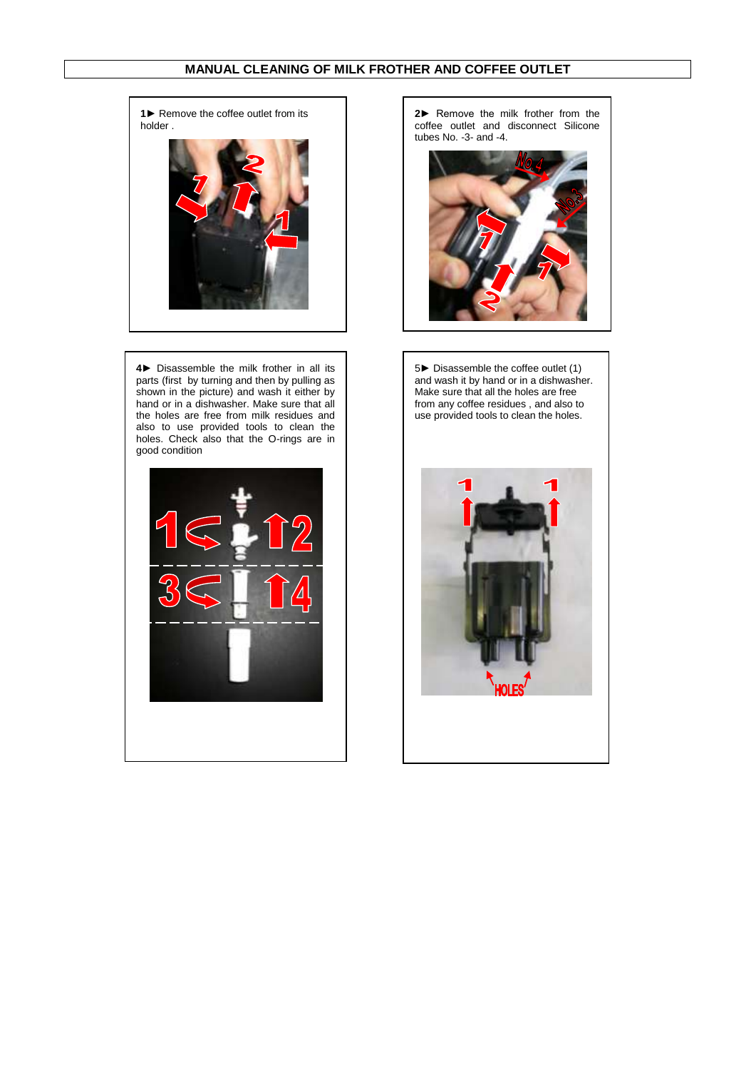## MANUAL CLEANING OF MILK FROTHER AND COFFEE OUTLET

1► Remove the coffee outlet from its holder .

2► Remove the milk frother from the coffee outlet and disconnect Silicone tubes No. -3- and -4.

4► Disassemble the milk frother in all its parts (first by turning and then by pulling as shown in the picture) and wash it either by hand or in a dishwasher. Make sure that all the holes are free from milk residues and also to use provided tools to clean the holes. Check also that the O-rings are in good condition

5► Disassemble the coffee outlet (1) and wash it by hand or in a dishwasher. Make sure that all the holes are free from any coffee residues , and also to use provided tools to clean the holes.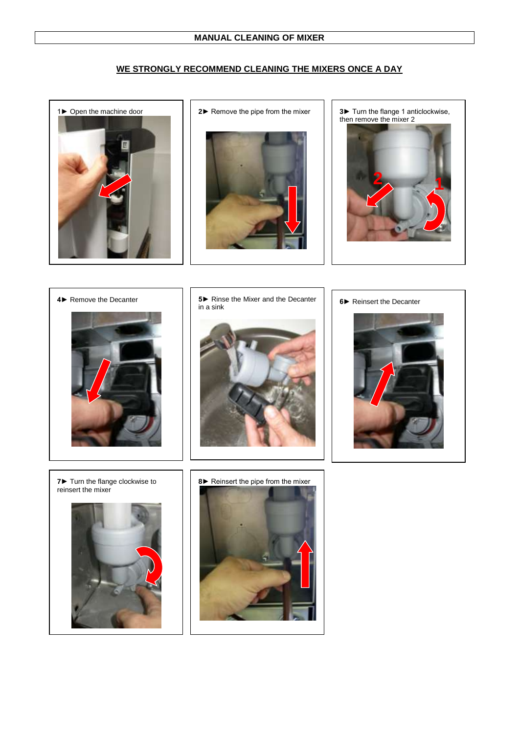# MANUAL CLEANING OF MIXER

**WE STRONGLY RECOMMEND CLEANING THE MIXERS ONCE A DAY**

1► Open the machine door

2► Remove the pipe from the mixer

3► Turn the flange 1 anticlockwise, then remove the mixer 2

4► Remove the Decanter

5► Rinse the Mixer and the Decanter in a sink

6► Reinsert the Decanter

7► Turn the flange clockwise to reinsert the mixer

8► Reinsert the pipe from the mixer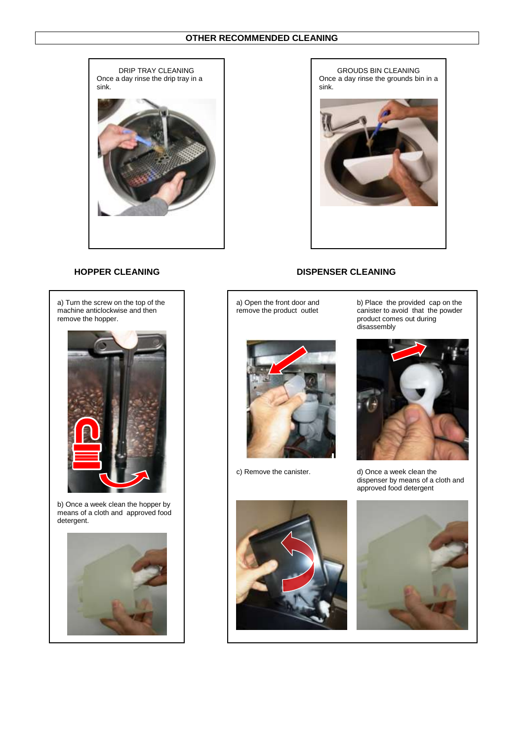# OTHER RECOMMENDED CLEANING

DRIP TRAY CLEANING
Once a day rinse the drip tray in a sink.

GROUDS BIN CLEANING
Once a day rinse the grounds bin in a sink.

## HOPPER CLEANING

a) Turn the screw on the top of the machine anticlockwise and then remove the hopper.

b) Once a week clean the hopper by means of a cloth and approved food detergent.

## DISPENSER CLEANING

a) Open the front door and remove the product outlet

b) Place the provided cap on the canister to avoid that the powder product comes out during disassembly

c) Remove the canister.

d) Once a week clean the dispenser by means of a cloth and approved food detergent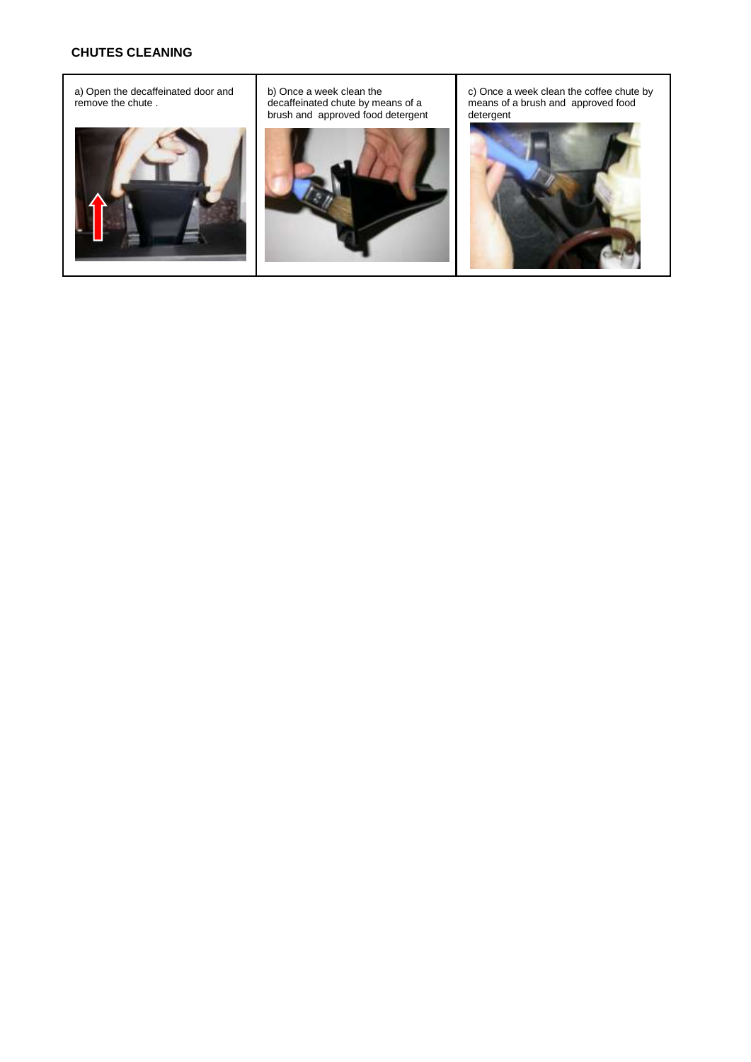## CHUTES CLEANING

| a) Open the decaffeinated door and remove the chute . | b) Once a week clean the decaffeinated chute by means of a brush and approved food detergent | c) Once a week clean the coffee chute by means of a brush and approved food detergent |
| --- | --- | --- |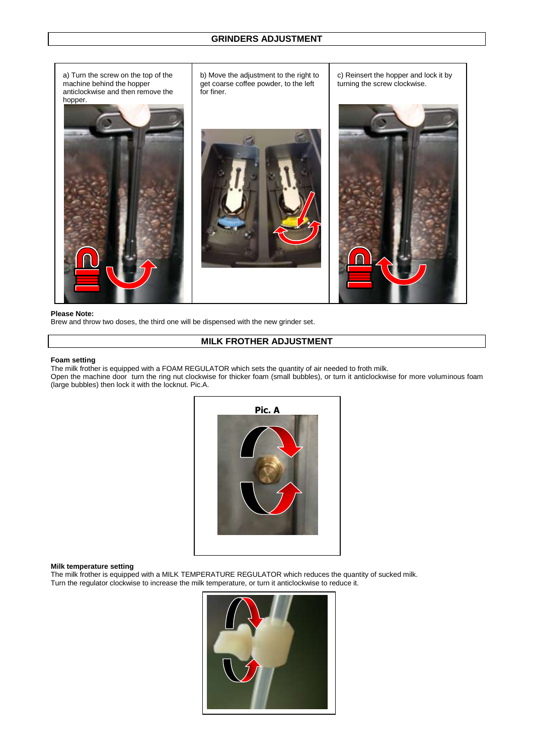## GRINDERS ADJUSTMENT

| a) Turn the screw on the top of the machine behind the hopper anticlockwise and then remove the hopper. | b) Move the adjustment to the right to get coarse coffee powder, to the left for finer. | c) Reinsert the hopper and lock it by turning the screw clockwise. |
| --- | --- | --- |

**Please Note:**
Brew and throw two doses, the third one will be dispensed with the new grinder set.

## MILK FROTHER ADJUSTMENT

**Foam setting**
The milk frother is equipped with a FOAM REGULATOR which sets the quantity of air needed to froth milk.
Open the machine door turn the ring nut clockwise for thicker foam (small bubbles), or turn it anticlockwise for more voluminous foam (large bubbles) then lock it with the locknut. Pic.A.

Pic. A

**Milk temperature setting**
The milk frother is equipped with a MILK TEMPERATURE REGULATOR which reduces the quantity of sucked milk.
Turn the regulator clockwise to increase the milk temperature, or turn it anticlockwise to reduce it.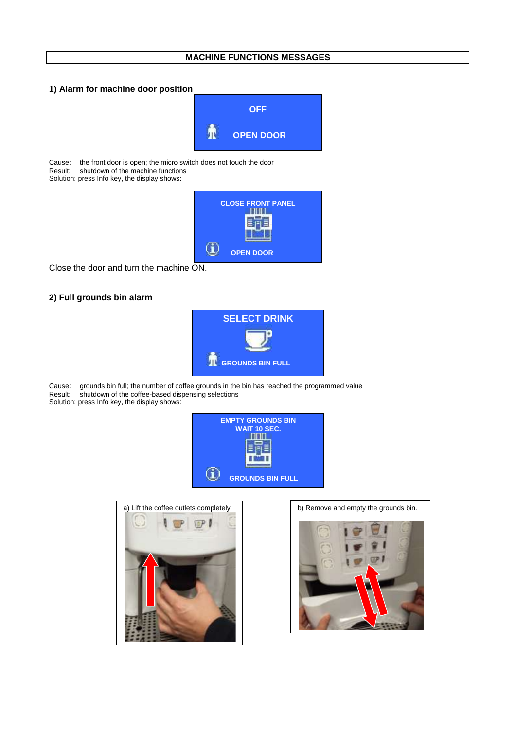# MACHINE FUNCTIONS MESSAGES

## 1) Alarm for machine door position

OFF

OPEN DOOR

Cause: the front door is open; the micro switch does not touch the door
Result: shutdown of the machine functions
Solution: press Info key, the display shows:

CLOSE FRONT PANEL

OPEN DOOR

Close the door and turn the machine ON.

## 2) Full grounds bin alarm

SELECT DRINK

GROUNDS BIN FULL

Cause: grounds bin full; the number of coffee grounds in the bin has reached the programmed value
Result: shutdown of the coffee-based dispensing selections
Solution: press Info key, the display shows:

EMPTY GROUNDS BIN
WAIT 10 SEC.

GROUNDS BIN FULL

a) Lift the coffee outlets completely

b) Remove and empty the grounds bin.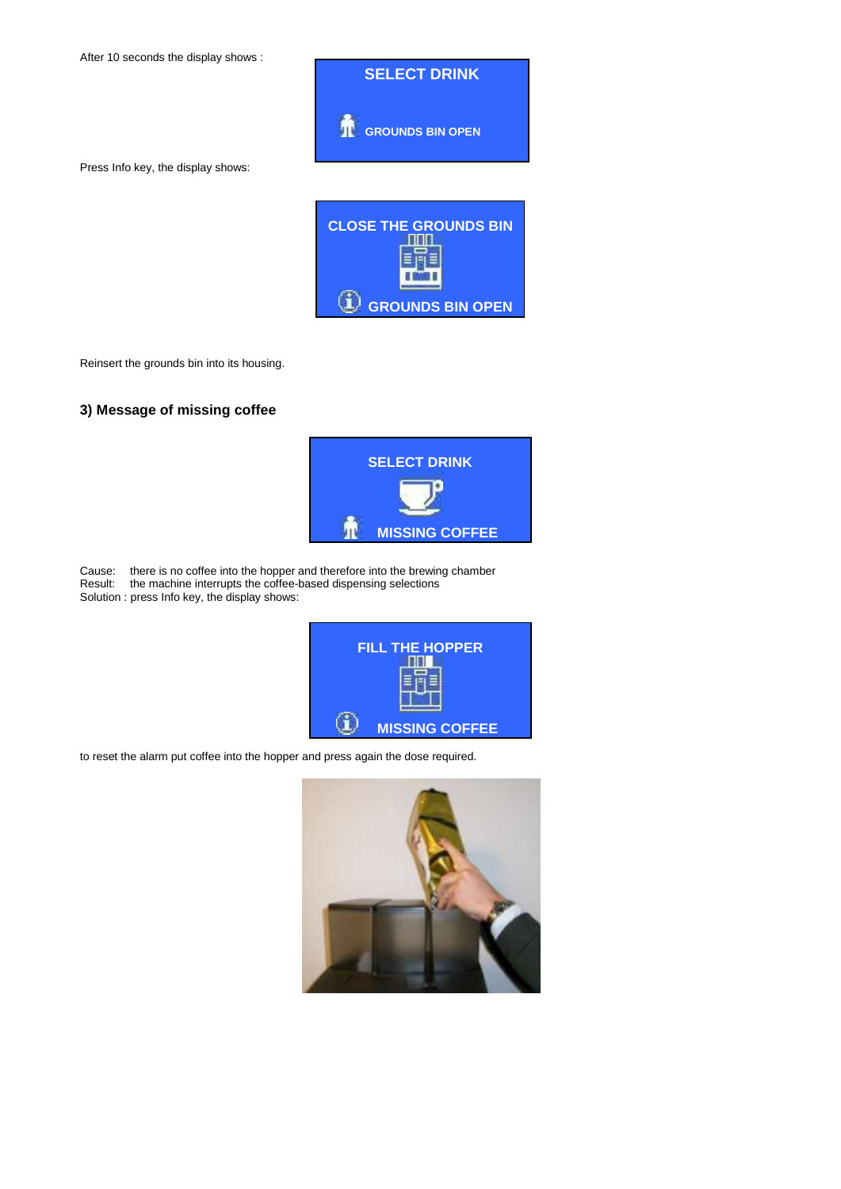After 10 seconds the display shows :

SELECT DRINK

GROUNDS BIN OPEN

Press Info key, the display shows:

CLOSE THE GROUNDS BIN

GROUNDS BIN OPEN

Reinsert the grounds bin into its housing.

### 3) Message of missing coffee

SELECT DRINK

MISSING COFFEE

Cause: there is no coffee into the hopper and therefore into the brewing chamber
Result: the machine interrupts the coffee-based dispensing selections
Solution : press Info key, the display shows:

FILL THE HOPPER

MISSING COFFEE

to reset the alarm put coffee into the hopper and press again the dose required.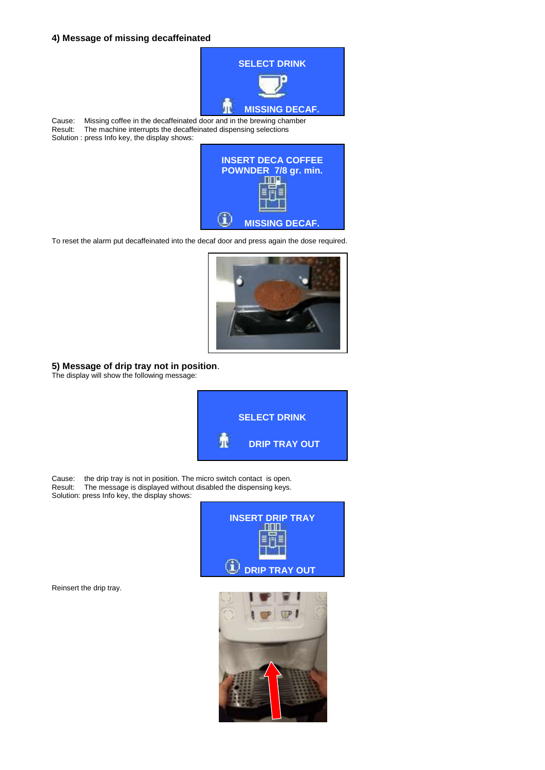**4) Message of missing decaffeinated**

SELECT DRINK

MISSING DECAF.

Cause: Missing coffee in the decaffeinated door and in the brewing chamber
Result: The machine interrupts the decaffeinated dispensing selections
Solution : press Info key, the display shows:

INSERT DECA COFFEE POWNDER 7/8 gr. min.

MISSING DECAF.

To reset the alarm put decaffeinated into the decaf door and press again the dose required.

**5) Message of drip tray not in position**.
The display will show the following message:

SELECT DRINK

DRIP TRAY OUT

Cause: the drip tray is not in position. The micro switch contact is open.
Result: The message is displayed without disabled the dispensing keys.
Solution: press Info key, the display shows:

INSERT DRIP TRAY

DRIP TRAY OUT

Reinsert the drip tray.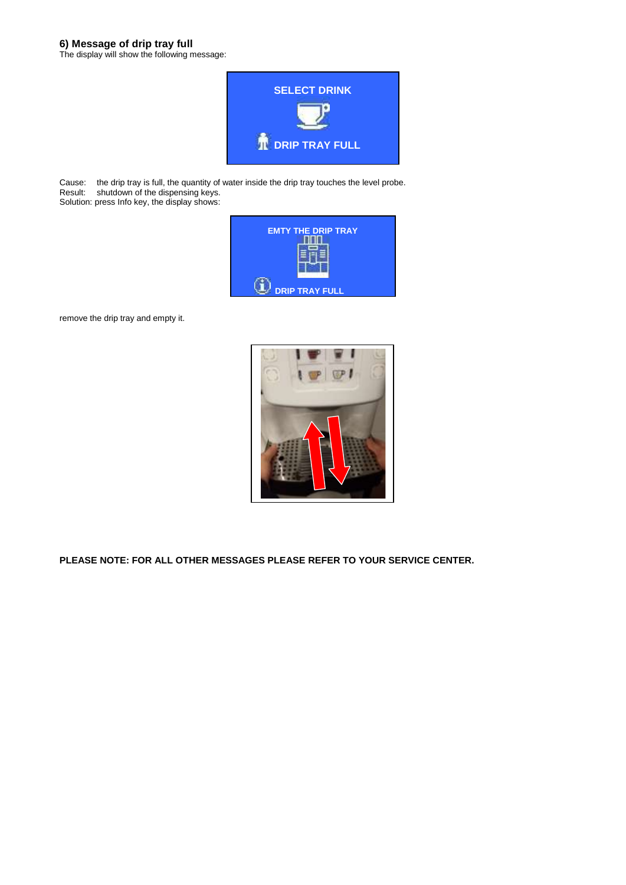### 6) Message of drip tray full

The display will show the following message:

Cause: the drip tray is full, the quantity of water inside the drip tray touches the level probe.
Result: shutdown of the dispensing keys.
Solution: press Info key, the display shows:

remove the drip tray and empty it.

**PLEASE NOTE: FOR ALL OTHER MESSAGES PLEASE REFER TO YOUR SERVICE CENTER.**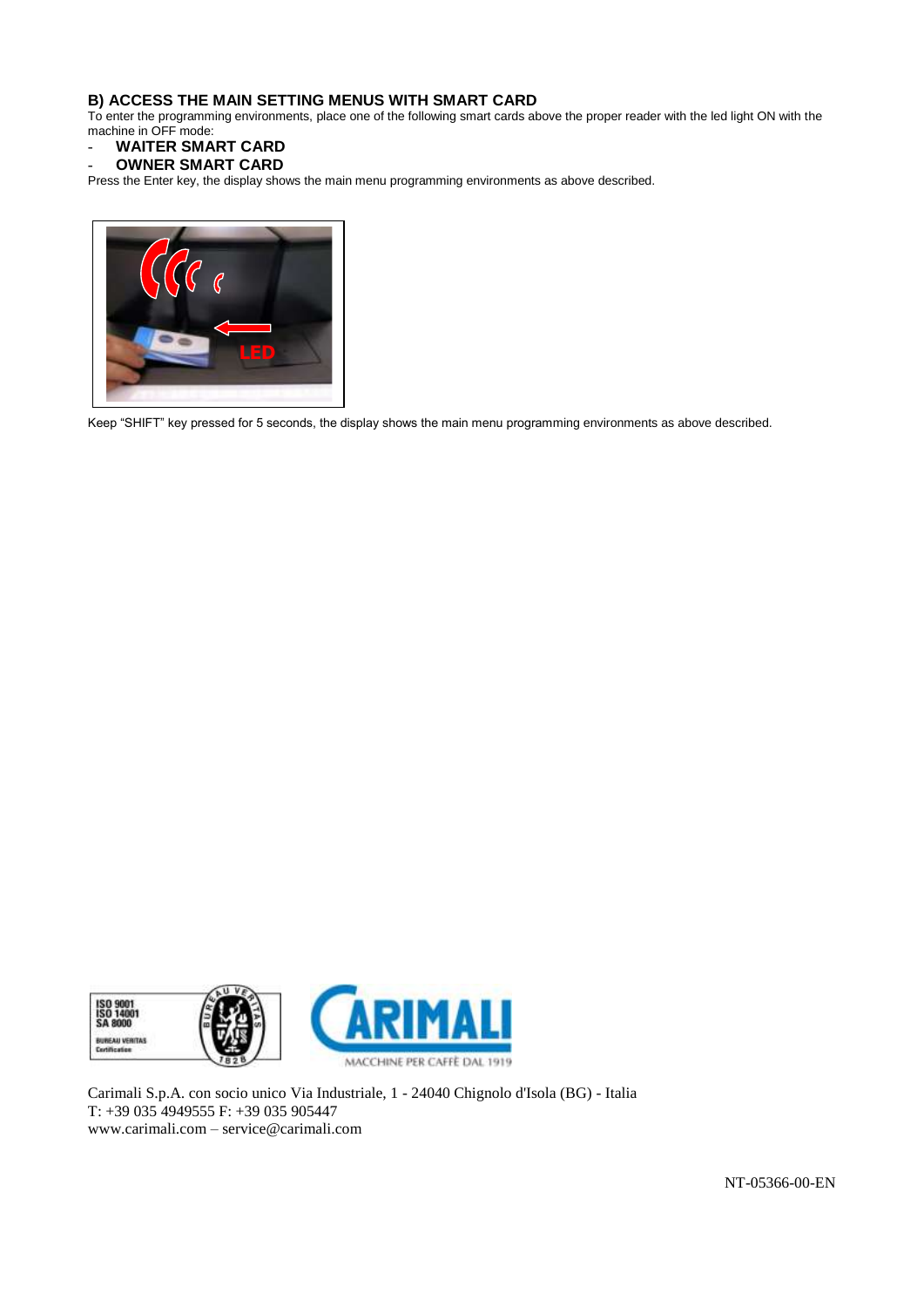## B) ACCESS THE MAIN SETTING MENUS WITH SMART CARD

To enter the programming environments, place one of the following smart cards above the proper reader with the led light ON with the machine in OFF mode:

- **WAITER SMART CARD**
- **OWNER SMART CARD**

Press the Enter key, the display shows the main menu programming environments as above described.

Keep "SHIFT" key pressed for 5 seconds, the display shows the main menu programming environments as above described.

Carimali S.p.A. con socio unico Via Industriale, 1 - 24040 Chignolo d'Isola (BG) - Italia
T: +39 035 4949555 F: +39 035 905447
www.carimali.com – service@carimali.com

NT-05366-00-EN